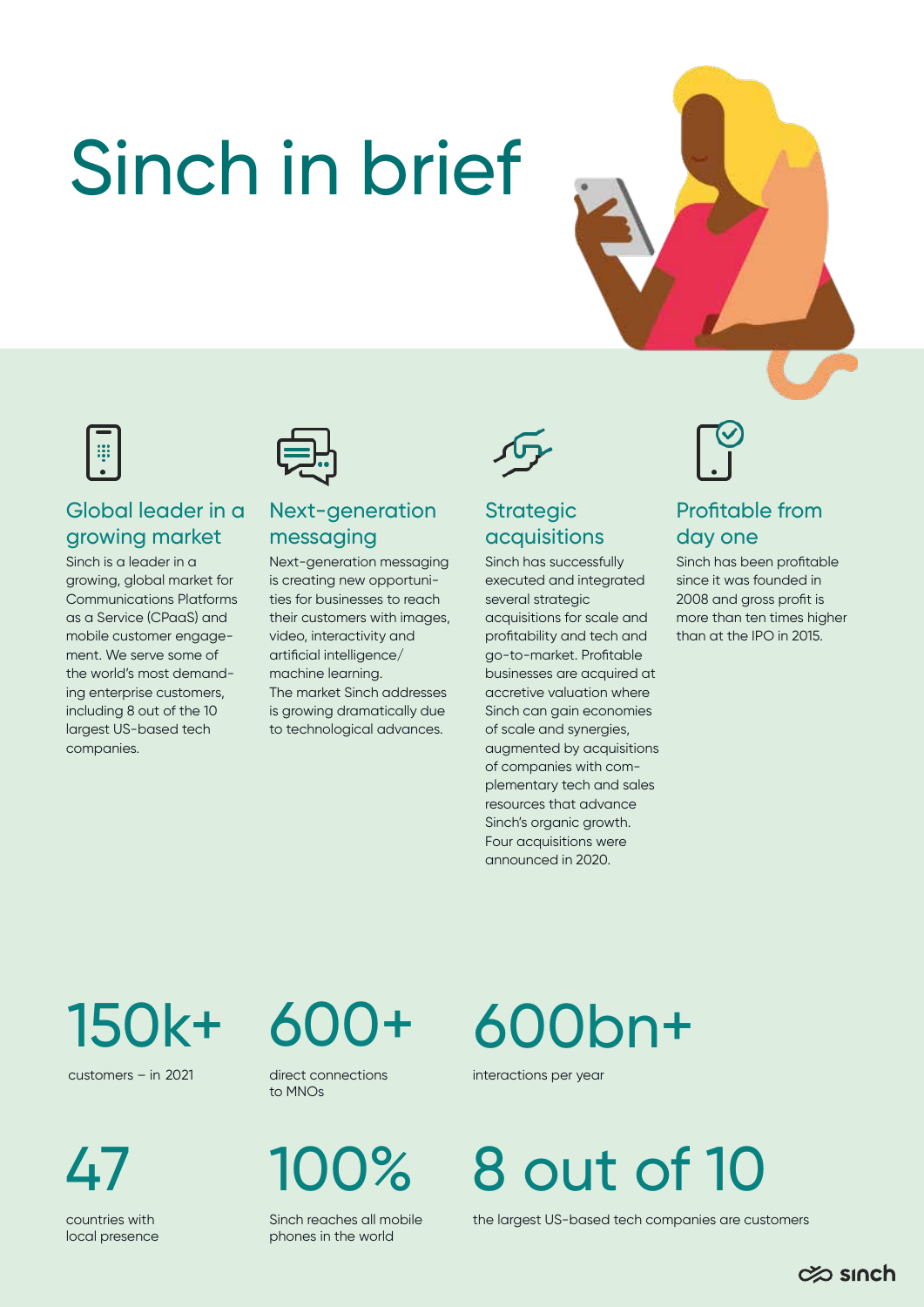# Sinch in brief

## Global leader in a growing market

Sinch is a leader in a growing, global market for Communications Platforms as a Service (CPaaS) and mobile customer engagement. We serve some of the world's most demanding enterprise customers, including 8 out of the 10 largest US-based tech companies.

## Next-generation messaging

Next-generation messaging is creating new opportunities for businesses to reach their customers with images, video, interactivity and artificial intelligence/machine learning.
The market Sinch addresses is growing dramatically due to technological advances.

## Strategic acquisitions

Sinch has successfully executed and integrated several strategic acquisitions for scale and profitability and tech and go-to-market. Profitable businesses are acquired at accretive valuation where Sinch can gain economies of scale and synergies, augmented by acquisitions of companies with complementary tech and sales resources that advance Sinch's organic growth. Four acquisitions were announced in 2020.

## Profitable from day one

Sinch has been profitable since it was founded in 2008 and gross profit is more than ten times higher than at the IPO in 2015.

**150k+**
customers – in 2021

**600+**
direct connections to MNOs

**600bn+**
interactions per year

**47**
countries with local presence

**100%**
Sinch reaches all mobile phones in the world

**8 out of 10**
the largest US-based tech companies are customers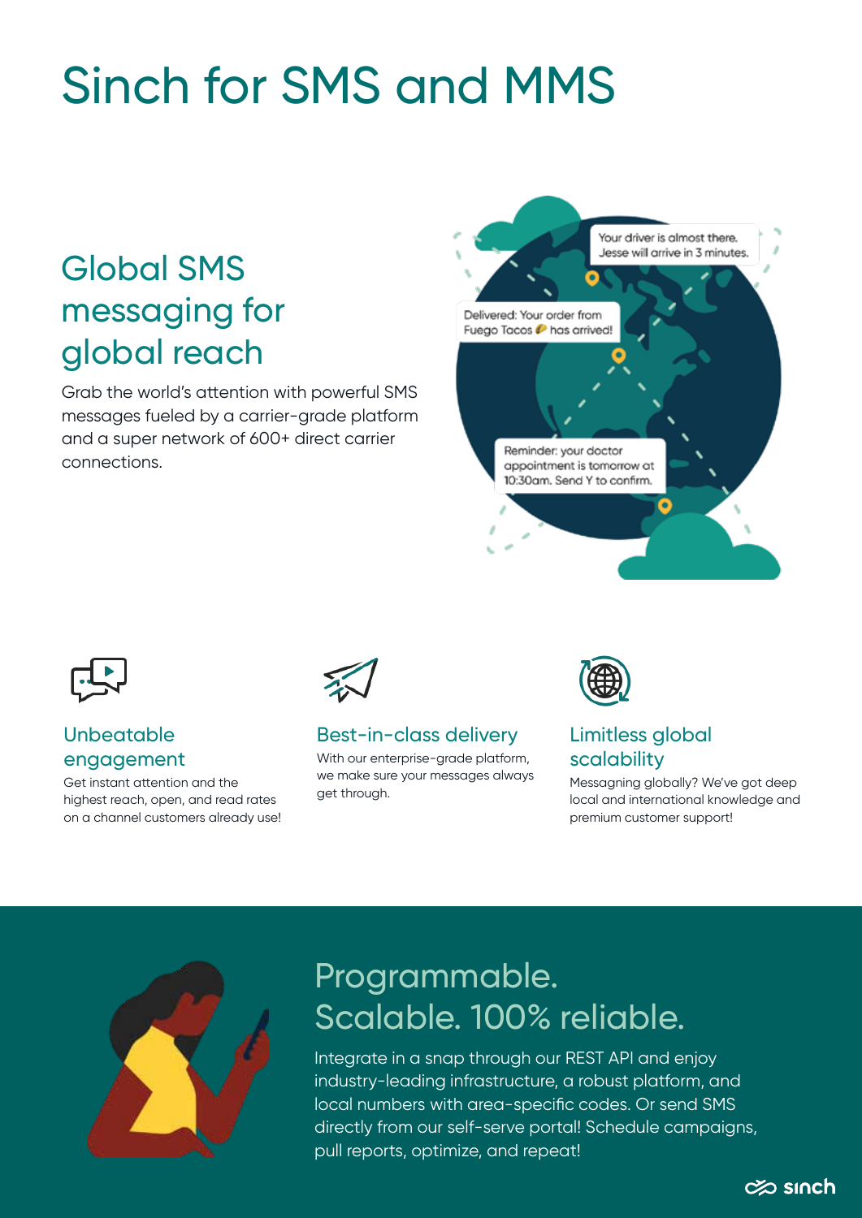# Sinch for SMS and MMS

## Global SMS messaging for global reach

Grab the world's attention with powerful SMS messages fueled by a carrier-grade platform and a super network of 600+ direct carrier connections.

Your driver is almost there. Jesse will arrive in 3 minutes.

Delivered: Your order from Fuego Tacos 🌮 has arrived!

Reminder: your doctor appointment is tomorrow at 10:30am. Send Y to confirm.

### Unbeatable engagement

Get instant attention and the highest reach, open, and read rates on a channel customers already use!

### Best-in-class delivery

With our enterprise-grade platform, we make sure your messages always get through.

### Limitless global scalability

Messaging globally? We've got deep local and international knowledge and premium customer support!

## Programmable. Scalable. 100% reliable.

Integrate in a snap through our REST API and enjoy industry-leading infrastructure, a robust platform, and local numbers with area-specific codes. Or send SMS directly from our self-serve portal! Schedule campaigns, pull reports, optimize, and repeat!

sinch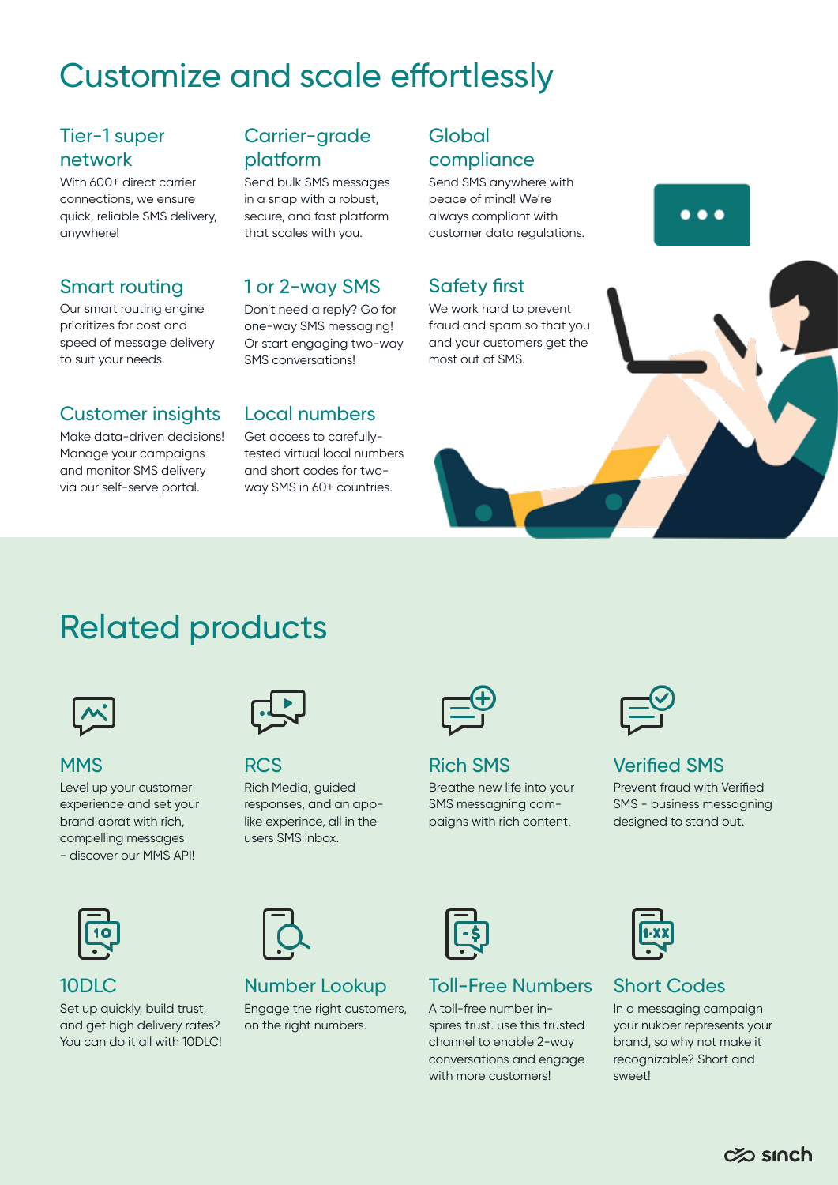# Customize and scale effortlessly

### Tier-1 super network

With 600+ direct carrier connections, we ensure quick, reliable SMS delivery, anywhere!

### Carrier-grade platform

Send bulk SMS messages in a snap with a robust, secure, and fast platform that scales with you.

### Global compliance

Send SMS anywhere with peace of mind! We're always compliant with customer data regulations.

### Smart routing

Our smart routing engine prioritizes for cost and speed of message delivery to suit your needs.

### 1 or 2-way SMS

Don't need a reply? Go for one-way SMS messaging! Or start engaging two-way SMS conversations!

### Safety first

We work hard to prevent fraud and spam so that you and your customers get the most out of SMS.

### Customer insights

Make data-driven decisions! Manage your campaigns and monitor SMS delivery via our self-serve portal.

### Local numbers

Get access to carefully-tested virtual local numbers and short codes for two-way SMS in 60+ countries.

# Related products

### MMS

Level up your customer experience and set your brand aprat with rich, compelling messages - discover our MMS API!

### RCS

Rich Media, guided responses, and an app-like experince, all in the users SMS inbox.

### Rich SMS

Breathe new life into your SMS messaging cam-paigns with rich content.

### Verified SMS

Prevent fraud with Verified SMS - business messaging designed to stand out.

### 10DLC

Set up quickly, build trust, and get high delivery rates? You can do it all with 10DLC!

### Number Lookup

Engage the right customers, on the right numbers.

### Toll-Free Numbers

A toll-free number in-spires trust. use this trusted channel to enable 2-way conversations and engage with more customers!

### Short Codes

In a messaging campaign your nukber represents your brand, so why not make it recognizable? Short and sweet!

sinch